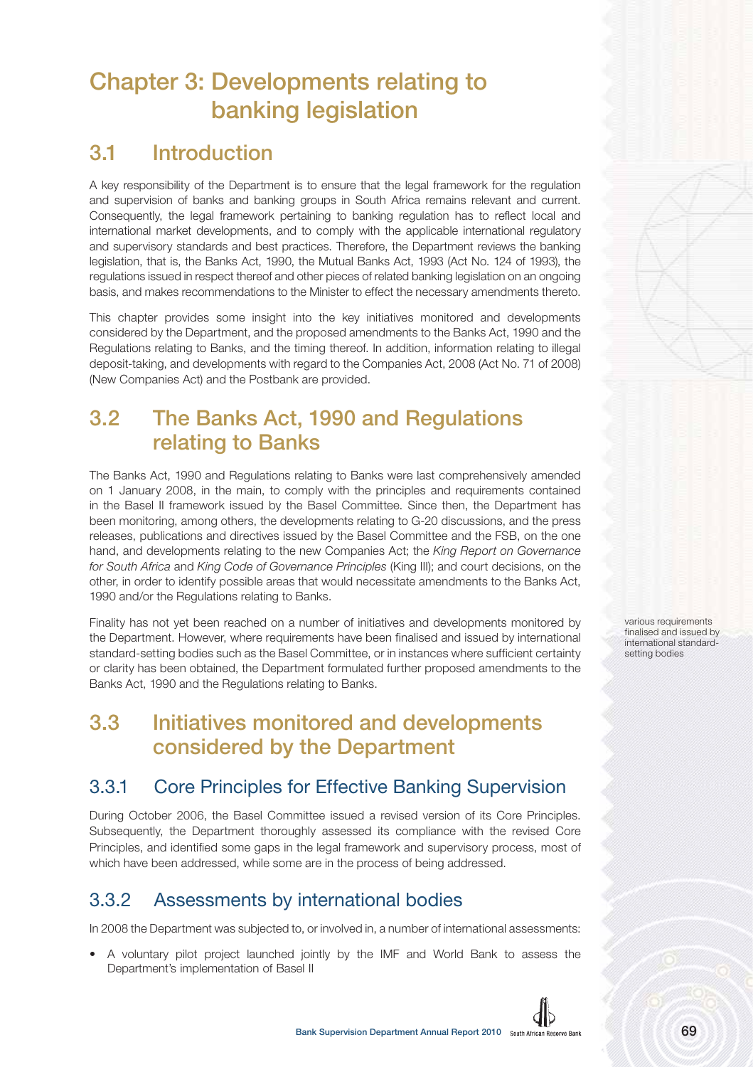# Chapter 3: Developments relating to banking legislation

## 3.1 Introduction

A key responsibility of the Department is to ensure that the legal framework for the regulation and supervision of banks and banking groups in South Africa remains relevant and current. Consequently, the legal framework pertaining to banking regulation has to reflect local and international market developments, and to comply with the applicable international regulatory and supervisory standards and best practices. Therefore, the Department reviews the banking legislation, that is, the Banks Act, 1990, the Mutual Banks Act, 1993 (Act No. 124 of 1993), the regulations issued in respect thereof and other pieces of related banking legislation on an ongoing basis, and makes recommendations to the Minister to effect the necessary amendments thereto.

This chapter provides some insight into the key initiatives monitored and developments considered by the Department, and the proposed amendments to the Banks Act, 1990 and the Regulations relating to Banks, and the timing thereof. In addition, information relating to illegal deposit-taking, and developments with regard to the Companies Act, 2008 (Act No. 71 of 2008) (New Companies Act) and the Postbank are provided.

## 3.2 The Banks Act, 1990 and Regulations relating to Banks

The Banks Act, 1990 and Regulations relating to Banks were last comprehensively amended on 1 January 2008, in the main, to comply with the principles and requirements contained in the Basel II framework issued by the Basel Committee. Since then, the Department has been monitoring, among others, the developments relating to G-20 discussions, and the press releases, publications and directives issued by the Basel Committee and the FSB, on the one hand, and developments relating to the new Companies Act; the *King Report on Governance for South Africa* and *King Code of Governance Principles* (King III); and court decisions, on the other, in order to identify possible areas that would necessitate amendments to the Banks Act, 1990 and/or the Regulations relating to Banks.

Finality has not yet been reached on a number of initiatives and developments monitored by the Department. However, where requirements have been finalised and issued by international standard-setting bodies such as the Basel Committee, or in instances where sufficient certainty or clarity has been obtained, the Department formulated further proposed amendments to the Banks Act, 1990 and the Regulations relating to Banks.

various requirements finalised and issued by international standard-setting bodies

## 3.3 Initiatives monitored and developments considered by the Department

### 3.3.1 Core Principles for Effective Banking Supervision

During October 2006, the Basel Committee issued a revised version of its Core Principles. Subsequently, the Department thoroughly assessed its compliance with the revised Core Principles, and identified some gaps in the legal framework and supervisory process, most of which have been addressed, while some are in the process of being addressed.

### 3.3.2 Assessments by international bodies

In 2008 the Department was subjected to, or involved in, a number of international assessments:

- A voluntary pilot project launched jointly by the IMF and World Bank to assess the Department's implementation of Basel II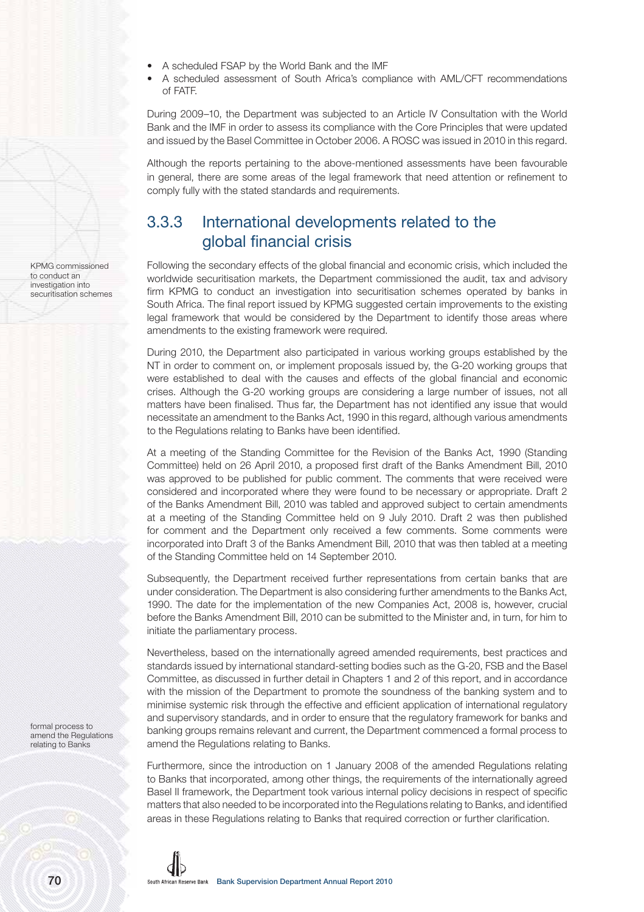- A scheduled FSAP by the World Bank and the IMF
- A scheduled assessment of South Africa's compliance with AML/CFT recommendations of FATF.

During 2009–10, the Department was subjected to an Article IV Consultation with the World Bank and the IMF in order to assess its compliance with the Core Principles that were updated and issued by the Basel Committee in October 2006. A ROSC was issued in 2010 in this regard.

Although the reports pertaining to the above-mentioned assessments have been favourable in general, there are some areas of the legal framework that need attention or refinement to comply fully with the stated standards and requirements.

## 3.3.3 International developments related to the global financial crisis

KPMG commissioned to conduct an investigation into securitisation schemes

Following the secondary effects of the global financial and economic crisis, which included the worldwide securitisation markets, the Department commissioned the audit, tax and advisory firm KPMG to conduct an investigation into securitisation schemes operated by banks in South Africa. The final report issued by KPMG suggested certain improvements to the existing legal framework that would be considered by the Department to identify those areas where amendments to the existing framework were required.

During 2010, the Department also participated in various working groups established by the NT in order to comment on, or implement proposals issued by, the G-20 working groups that were established to deal with the causes and effects of the global financial and economic crises. Although the G-20 working groups are considering a large number of issues, not all matters have been finalised. Thus far, the Department has not identified any issue that would necessitate an amendment to the Banks Act, 1990 in this regard, although various amendments to the Regulations relating to Banks have been identified.

At a meeting of the Standing Committee for the Revision of the Banks Act, 1990 (Standing Committee) held on 26 April 2010, a proposed first draft of the Banks Amendment Bill, 2010 was approved to be published for public comment. The comments that were received were considered and incorporated where they were found to be necessary or appropriate. Draft 2 of the Banks Amendment Bill, 2010 was tabled and approved subject to certain amendments at a meeting of the Standing Committee held on 9 July 2010. Draft 2 was then published for comment and the Department only received a few comments. Some comments were incorporated into Draft 3 of the Banks Amendment Bill, 2010 that was then tabled at a meeting of the Standing Committee held on 14 September 2010.

Subsequently, the Department received further representations from certain banks that are under consideration. The Department is also considering further amendments to the Banks Act, 1990. The date for the implementation of the new Companies Act, 2008 is, however, crucial before the Banks Amendment Bill, 2010 can be submitted to the Minister and, in turn, for him to initiate the parliamentary process.

formal process to amend the Regulations relating to Banks

Nevertheless, based on the internationally agreed amended requirements, best practices and standards issued by international standard-setting bodies such as the G-20, FSB and the Basel Committee, as discussed in further detail in Chapters 1 and 2 of this report, and in accordance with the mission of the Department to promote the soundness of the banking system and to minimise systemic risk through the effective and efficient application of international regulatory and supervisory standards, and in order to ensure that the regulatory framework for banks and banking groups remains relevant and current, the Department commenced a formal process to amend the Regulations relating to Banks.

Furthermore, since the introduction on 1 January 2008 of the amended Regulations relating to Banks that incorporated, among other things, the requirements of the internationally agreed Basel II framework, the Department took various internal policy decisions in respect of specific matters that also needed to be incorporated into the Regulations relating to Banks, and identified areas in these Regulations relating to Banks that required correction or further clarification.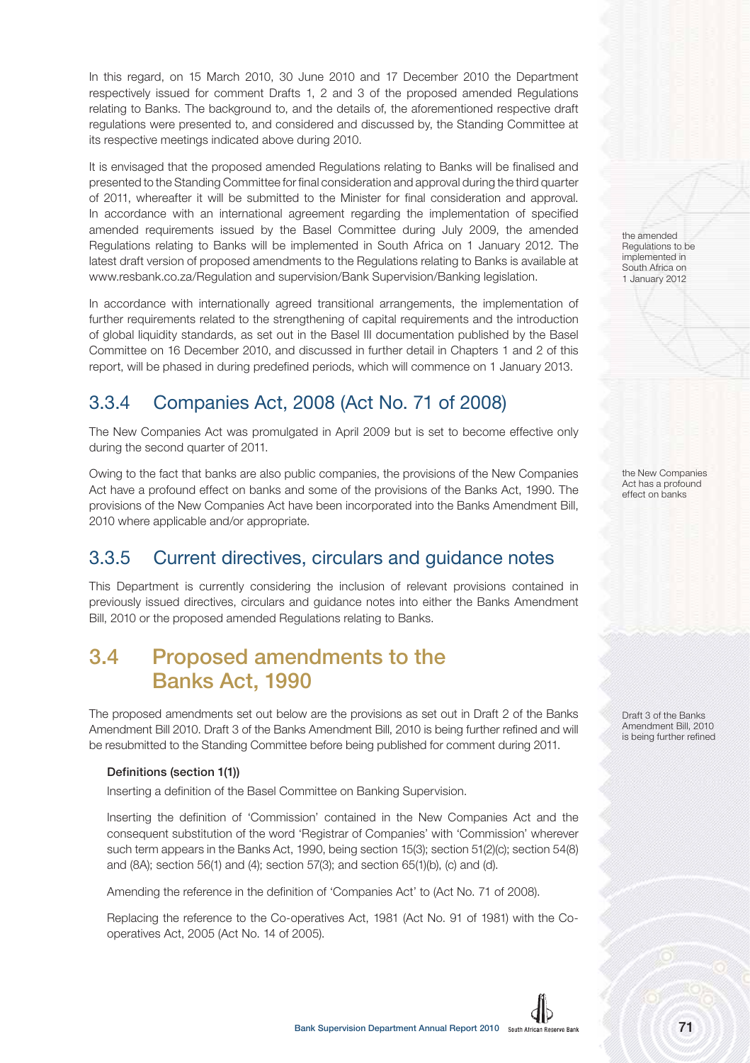In this regard, on 15 March 2010, 30 June 2010 and 17 December 2010 the Department respectively issued for comment Drafts 1, 2 and 3 of the proposed amended Regulations relating to Banks. The background to, and the details of, the aforementioned respective draft regulations were presented to, and considered and discussed by, the Standing Committee at its respective meetings indicated above during 2010.

It is envisaged that the proposed amended Regulations relating to Banks will be finalised and presented to the Standing Committee for final consideration and approval during the third quarter of 2011, whereafter it will be submitted to the Minister for final consideration and approval. In accordance with an international agreement regarding the implementation of specified amended requirements issued by the Basel Committee during July 2009, the amended Regulations relating to Banks will be implemented in South Africa on 1 January 2012. The latest draft version of proposed amendments to the Regulations relating to Banks is available at www.resbank.co.za/Regulation and supervision/Bank Supervision/Banking legislation.

the amended Regulations to be implemented in South Africa on 1 January 2012

In accordance with internationally agreed transitional arrangements, the implementation of further requirements related to the strengthening of capital requirements and the introduction of global liquidity standards, as set out in the Basel III documentation published by the Basel Committee on 16 December 2010, and discussed in further detail in Chapters 1 and 2 of this report, will be phased in during predefined periods, which will commence on 1 January 2013.

### 3.3.4 Companies Act, 2008 (Act No. 71 of 2008)

The New Companies Act was promulgated in April 2009 but is set to become effective only during the second quarter of 2011.

Owing to the fact that banks are also public companies, the provisions of the New Companies Act have a profound effect on banks and some of the provisions of the Banks Act, 1990. The provisions of the New Companies Act have been incorporated into the Banks Amendment Bill, 2010 where applicable and/or appropriate.

the New Companies Act has a profound effect on banks

### 3.3.5 Current directives, circulars and guidance notes

This Department is currently considering the inclusion of relevant provisions contained in previously issued directives, circulars and guidance notes into either the Banks Amendment Bill, 2010 or the proposed amended Regulations relating to Banks.

## 3.4 Proposed amendments to the Banks Act, 1990

The proposed amendments set out below are the provisions as set out in Draft 2 of the Banks Amendment Bill 2010. Draft 3 of the Banks Amendment Bill, 2010 is being further refined and will be resubmitted to the Standing Committee before being published for comment during 2011.

Draft 3 of the Banks Amendment Bill, 2010 is being further refined

**Definitions (section 1(1))**

Inserting a definition of the Basel Committee on Banking Supervision.

Inserting the definition of 'Commission' contained in the New Companies Act and the consequent substitution of the word 'Registrar of Companies' with 'Commission' wherever such term appears in the Banks Act, 1990, being section 15(3); section 51(2)(c); section 54(8) and (8A); section 56(1) and (4); section 57(3); and section 65(1)(b), (c) and (d).

Amending the reference in the definition of 'Companies Act' to (Act No. 71 of 2008).

Replacing the reference to the Co-operatives Act, 1981 (Act No. 91 of 1981) with the Co-operatives Act, 2005 (Act No. 14 of 2005).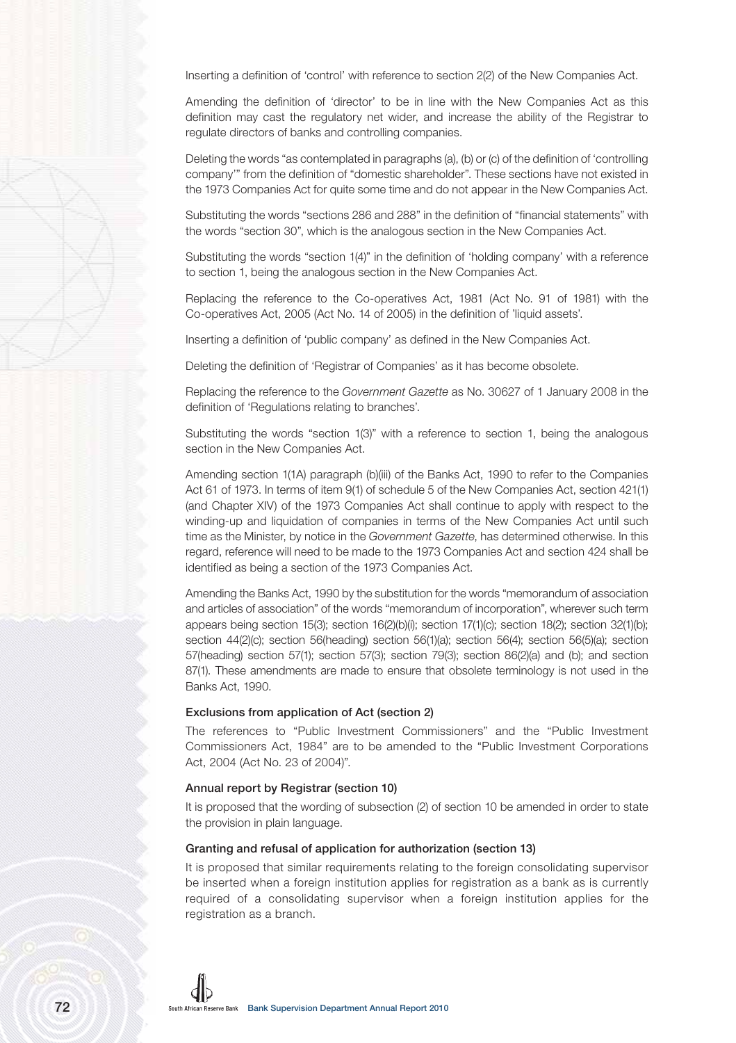Inserting a definition of 'control' with reference to section 2(2) of the New Companies Act.

Amending the definition of 'director' to be in line with the New Companies Act as this definition may cast the regulatory net wider, and increase the ability of the Registrar to regulate directors of banks and controlling companies.

Deleting the words "as contemplated in paragraphs (a), (b) or (c) of the definition of 'controlling company'" from the definition of "domestic shareholder". These sections have not existed in the 1973 Companies Act for quite some time and do not appear in the New Companies Act.

Substituting the words "sections 286 and 288" in the definition of "financial statements" with the words "section 30", which is the analogous section in the New Companies Act.

Substituting the words "section 1(4)" in the definition of 'holding company' with a reference to section 1, being the analogous section in the New Companies Act.

Replacing the reference to the Co-operatives Act, 1981 (Act No. 91 of 1981) with the Co-operatives Act, 2005 (Act No. 14 of 2005) in the definition of 'liquid assets'.

Inserting a definition of 'public company' as defined in the New Companies Act.

Deleting the definition of 'Registrar of Companies' as it has become obsolete.

Replacing the reference to the *Government Gazette* as No. 30627 of 1 January 2008 in the definition of 'Regulations relating to branches'.

Substituting the words "section 1(3)" with a reference to section 1, being the analogous section in the New Companies Act.

Amending section 1(1A) paragraph (b)(iii) of the Banks Act, 1990 to refer to the Companies Act 61 of 1973. In terms of item 9(1) of schedule 5 of the New Companies Act, section 421(1) (and Chapter XIV) of the 1973 Companies Act shall continue to apply with respect to the winding-up and liquidation of companies in terms of the New Companies Act until such time as the Minister, by notice in the *Government Gazette*, has determined otherwise. In this regard, reference will need to be made to the 1973 Companies Act and section 424 shall be identified as being a section of the 1973 Companies Act.

Amending the Banks Act, 1990 by the substitution for the words "memorandum of association and articles of association" of the words "memorandum of incorporation", wherever such term appears being section 15(3); section 16(2)(b)(i); section 17(1)(c); section 18(2); section 32(1)(b); section 44(2)(c); section 56(heading) section 56(1)(a); section 56(4); section 56(5)(a); section 57(heading) section 57(1); section 57(3); section 79(3); section 86(2)(a) and (b); and section 87(1). These amendments are made to ensure that obsolete terminology is not used in the Banks Act, 1990.

#### Exclusions from application of Act (section 2)

The references to "Public Investment Commissioners" and the "Public Investment Commissioners Act, 1984" are to be amended to the "Public Investment Corporations Act, 2004 (Act No. 23 of 2004)".

#### Annual report by Registrar (section 10)

It is proposed that the wording of subsection (2) of section 10 be amended in order to state the provision in plain language.

#### Granting and refusal of application for authorization (section 13)

It is proposed that similar requirements relating to the foreign consolidating supervisor be inserted when a foreign institution applies for registration as a bank as is currently required of a consolidating supervisor when a foreign institution applies for the registration as a branch.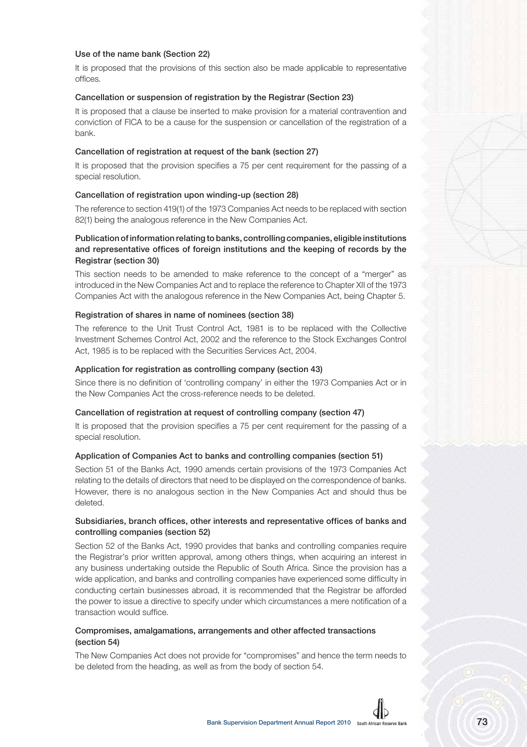### Use of the name bank (Section 22)

It is proposed that the provisions of this section also be made applicable to representative offices.

### Cancellation or suspension of registration by the Registrar (Section 23)

It is proposed that a clause be inserted to make provision for a material contravention and conviction of FICA to be a cause for the suspension or cancellation of the registration of a bank.

### Cancellation of registration at request of the bank (section 27)

It is proposed that the provision specifies a 75 per cent requirement for the passing of a special resolution.

### Cancellation of registration upon winding-up (section 28)

The reference to section 419(1) of the 1973 Companies Act needs to be replaced with section 82(1) being the analogous reference in the New Companies Act.

### Publication of information relating to banks, controlling companies, eligible institutions and representative offices of foreign institutions and the keeping of records by the Registrar (section 30)

This section needs to be amended to make reference to the concept of a "merger" as introduced in the New Companies Act and to replace the reference to Chapter XII of the 1973 Companies Act with the analogous reference in the New Companies Act, being Chapter 5.

### Registration of shares in name of nominees (section 38)

The reference to the Unit Trust Control Act, 1981 is to be replaced with the Collective Investment Schemes Control Act, 2002 and the reference to the Stock Exchanges Control Act, 1985 is to be replaced with the Securities Services Act, 2004.

### Application for registration as controlling company (section 43)

Since there is no definition of 'controlling company' in either the 1973 Companies Act or in the New Companies Act the cross-reference needs to be deleted.

### Cancellation of registration at request of controlling company (section 47)

It is proposed that the provision specifies a 75 per cent requirement for the passing of a special resolution.

### Application of Companies Act to banks and controlling companies (section 51)

Section 51 of the Banks Act, 1990 amends certain provisions of the 1973 Companies Act relating to the details of directors that need to be displayed on the correspondence of banks. However, there is no analogous section in the New Companies Act and should thus be deleted.

### Subsidiaries, branch offices, other interests and representative offices of banks and controlling companies (section 52)

Section 52 of the Banks Act, 1990 provides that banks and controlling companies require the Registrar's prior written approval, among others things, when acquiring an interest in any business undertaking outside the Republic of South Africa. Since the provision has a wide application, and banks and controlling companies have experienced some difficulty in conducting certain businesses abroad, it is recommended that the Registrar be afforded the power to issue a directive to specify under which circumstances a mere notification of a transaction would suffice.

### Compromises, amalgamations, arrangements and other affected transactions (section 54)

The New Companies Act does not provide for "compromises" and hence the term needs to be deleted from the heading, as well as from the body of section 54.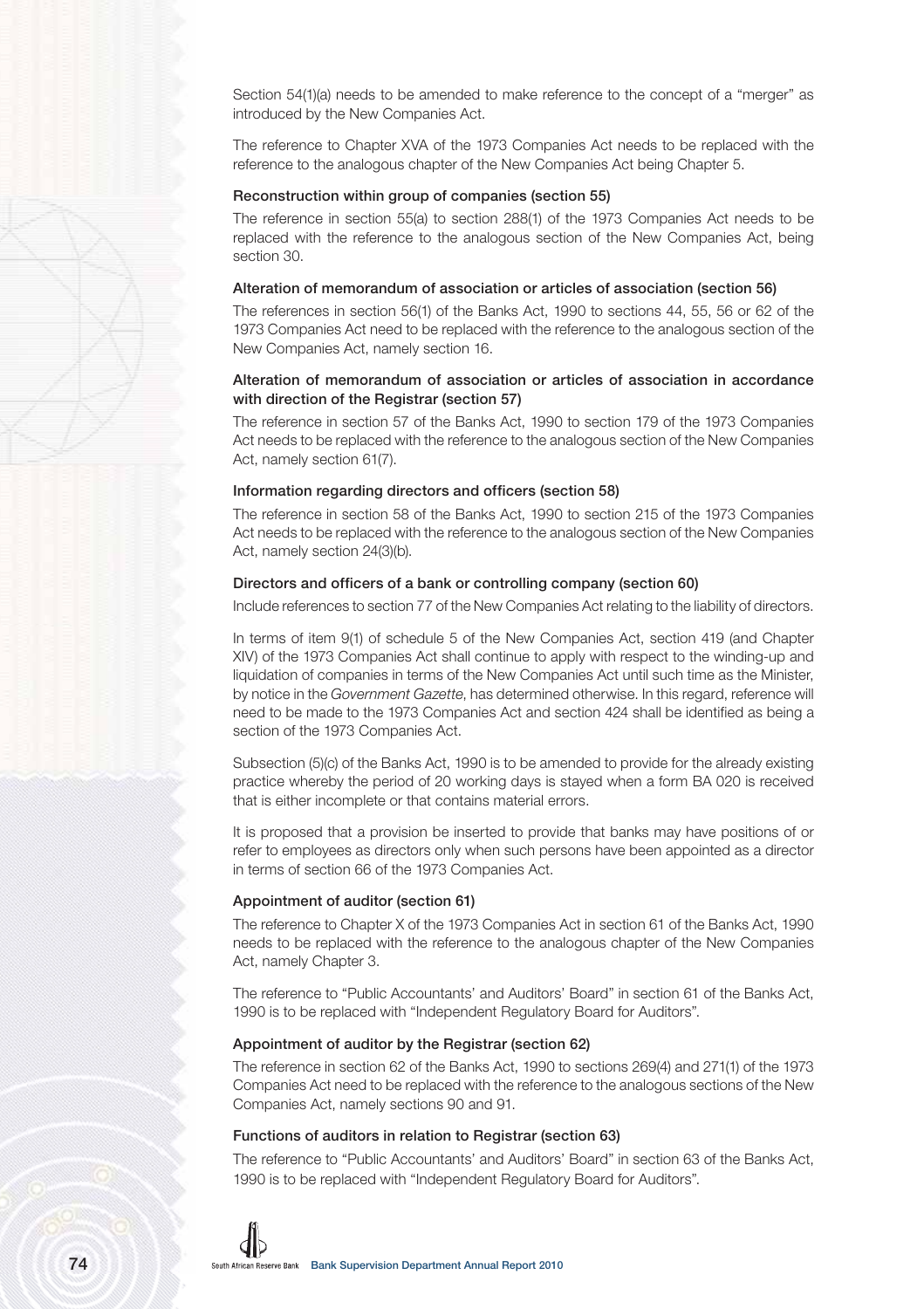Section 54(1)(a) needs to be amended to make reference to the concept of a "merger" as introduced by the New Companies Act.

The reference to Chapter XVA of the 1973 Companies Act needs to be replaced with the reference to the analogous chapter of the New Companies Act being Chapter 5.

#### Reconstruction within group of companies (section 55)

The reference in section 55(a) to section 288(1) of the 1973 Companies Act needs to be replaced with the reference to the analogous section of the New Companies Act, being section 30.

#### Alteration of memorandum of association or articles of association (section 56)

The references in section 56(1) of the Banks Act, 1990 to sections 44, 55, 56 or 62 of the 1973 Companies Act need to be replaced with the reference to the analogous section of the New Companies Act, namely section 16.

#### Alteration of memorandum of association or articles of association in accordance with direction of the Registrar (section 57)

The reference in section 57 of the Banks Act, 1990 to section 179 of the 1973 Companies Act needs to be replaced with the reference to the analogous section of the New Companies Act, namely section 61(7).

#### Information regarding directors and officers (section 58)

The reference in section 58 of the Banks Act, 1990 to section 215 of the 1973 Companies Act needs to be replaced with the reference to the analogous section of the New Companies Act, namely section 24(3)(b).

#### Directors and officers of a bank or controlling company (section 60)

Include references to section 77 of the New Companies Act relating to the liability of directors.

In terms of item 9(1) of schedule 5 of the New Companies Act, section 419 (and Chapter XIV) of the 1973 Companies Act shall continue to apply with respect to the winding-up and liquidation of companies in terms of the New Companies Act until such time as the Minister, by notice in the *Government Gazette*, has determined otherwise. In this regard, reference will need to be made to the 1973 Companies Act and section 424 shall be identified as being a section of the 1973 Companies Act.

Subsection (5)(c) of the Banks Act, 1990 is to be amended to provide for the already existing practice whereby the period of 20 working days is stayed when a form BA 020 is received that is either incomplete or that contains material errors.

It is proposed that a provision be inserted to provide that banks may have positions of or refer to employees as directors only when such persons have been appointed as a director in terms of section 66 of the 1973 Companies Act.

#### Appointment of auditor (section 61)

The reference to Chapter X of the 1973 Companies Act in section 61 of the Banks Act, 1990 needs to be replaced with the reference to the analogous chapter of the New Companies Act, namely Chapter 3.

The reference to "Public Accountants' and Auditors' Board" in section 61 of the Banks Act, 1990 is to be replaced with "Independent Regulatory Board for Auditors".

#### Appointment of auditor by the Registrar (section 62)

The reference in section 62 of the Banks Act, 1990 to sections 269(4) and 271(1) of the 1973 Companies Act need to be replaced with the reference to the analogous sections of the New Companies Act, namely sections 90 and 91.

#### Functions of auditors in relation to Registrar (section 63)

The reference to "Public Accountants' and Auditors' Board" in section 63 of the Banks Act, 1990 is to be replaced with "Independent Regulatory Board for Auditors".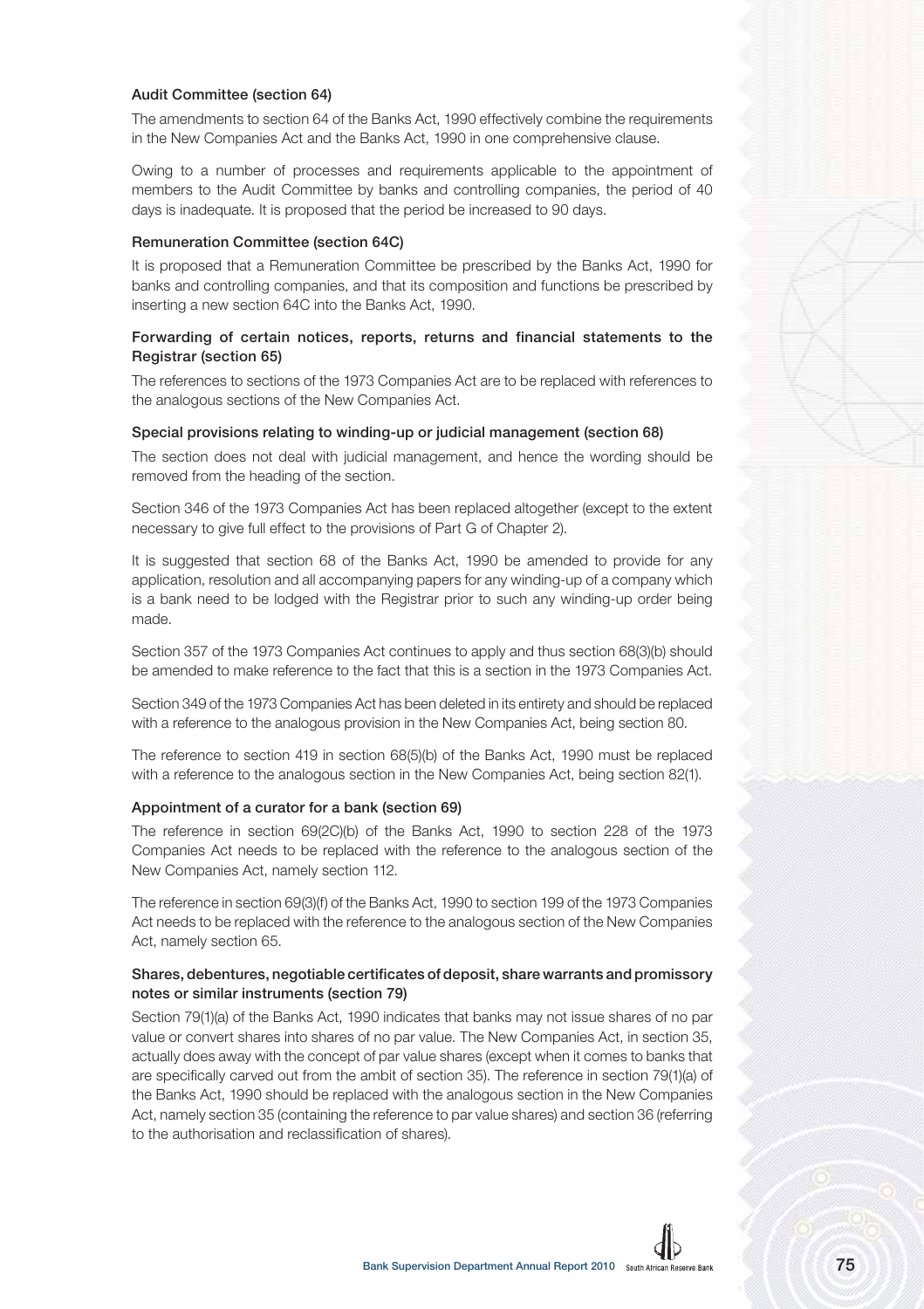### Audit Committee (section 64)

The amendments to section 64 of the Banks Act, 1990 effectively combine the requirements in the New Companies Act and the Banks Act, 1990 in one comprehensive clause.

Owing to a number of processes and requirements applicable to the appointment of members to the Audit Committee by banks and controlling companies, the period of 40 days is inadequate. It is proposed that the period be increased to 90 days.

### Remuneration Committee (section 64C)

It is proposed that a Remuneration Committee be prescribed by the Banks Act, 1990 for banks and controlling companies, and that its composition and functions be prescribed by inserting a new section 64C into the Banks Act, 1990.

### Forwarding of certain notices, reports, returns and financial statements to the Registrar (section 65)

The references to sections of the 1973 Companies Act are to be replaced with references to the analogous sections of the New Companies Act.

### Special provisions relating to winding-up or judicial management (section 68)

The section does not deal with judicial management, and hence the wording should be removed from the heading of the section.

Section 346 of the 1973 Companies Act has been replaced altogether (except to the extent necessary to give full effect to the provisions of Part G of Chapter 2).

It is suggested that section 68 of the Banks Act, 1990 be amended to provide for any application, resolution and all accompanying papers for any winding-up of a company which is a bank need to be lodged with the Registrar prior to such any winding-up order being made.

Section 357 of the 1973 Companies Act continues to apply and thus section 68(3)(b) should be amended to make reference to the fact that this is a section in the 1973 Companies Act.

Section 349 of the 1973 Companies Act has been deleted in its entirety and should be replaced with a reference to the analogous provision in the New Companies Act, being section 80.

The reference to section 419 in section 68(5)(b) of the Banks Act, 1990 must be replaced with a reference to the analogous section in the New Companies Act, being section 82(1).

### Appointment of a curator for a bank (section 69)

The reference in section 69(2C)(b) of the Banks Act, 1990 to section 228 of the 1973 Companies Act needs to be replaced with the reference to the analogous section of the New Companies Act, namely section 112.

The reference in section 69(3)(f) of the Banks Act, 1990 to section 199 of the 1973 Companies Act needs to be replaced with the reference to the analogous section of the New Companies Act, namely section 65.

### Shares, debentures, negotiable certificates of deposit, share warrants and promissory notes or similar instruments (section 79)

Section 79(1)(a) of the Banks Act, 1990 indicates that banks may not issue shares of no par value or convert shares into shares of no par value. The New Companies Act, in section 35, actually does away with the concept of par value shares (except when it comes to banks that are specifically carved out from the ambit of section 35). The reference in section 79(1)(a) of the Banks Act, 1990 should be replaced with the analogous section in the New Companies Act, namely section 35 (containing the reference to par value shares) and section 36 (referring to the authorisation and reclassification of shares).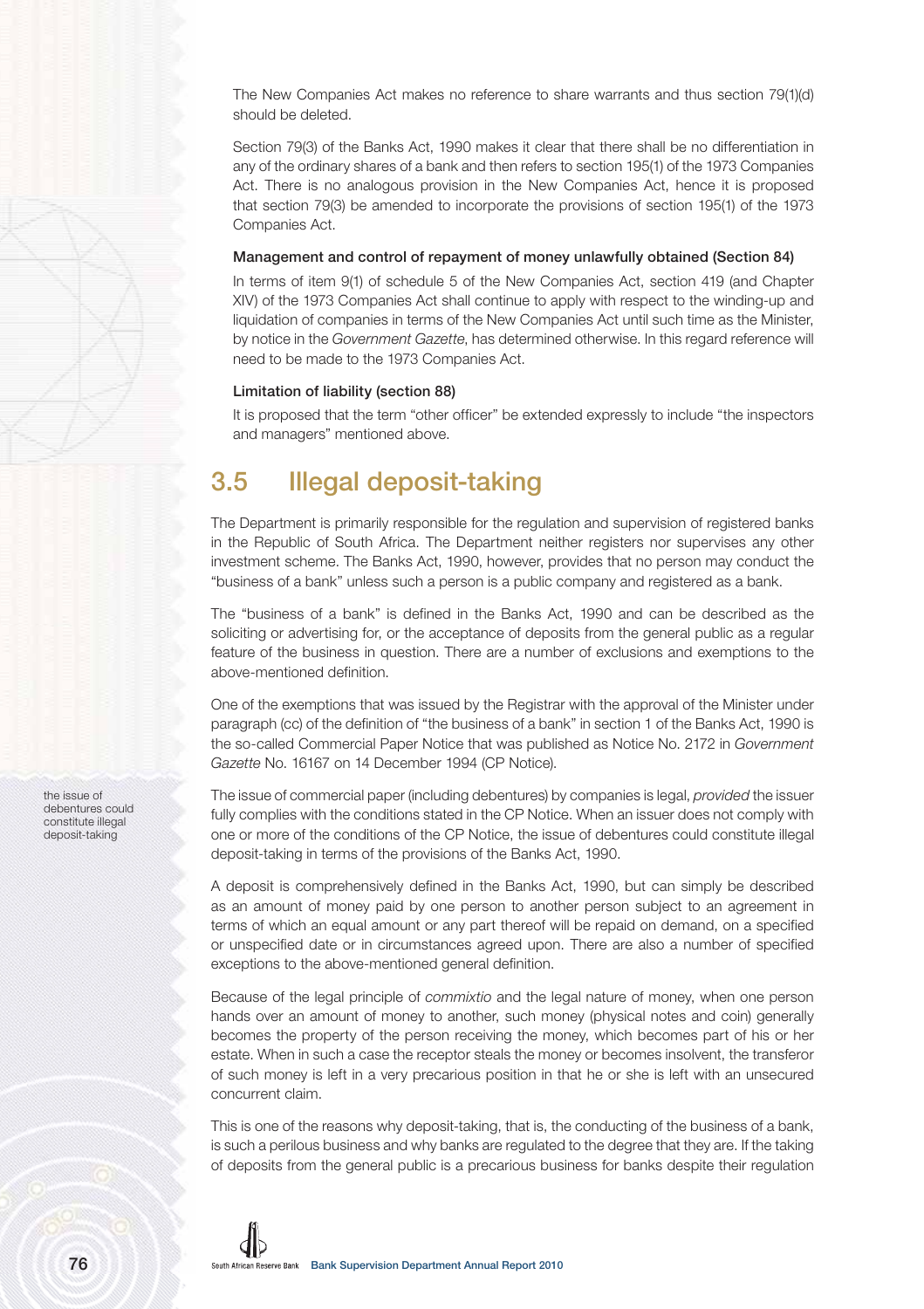The New Companies Act makes no reference to share warrants and thus section 79(1)(d) should be deleted.

Section 79(3) of the Banks Act, 1990 makes it clear that there shall be no differentiation in any of the ordinary shares of a bank and then refers to section 195(1) of the 1973 Companies Act. There is no analogous provision in the New Companies Act, hence it is proposed that section 79(3) be amended to incorporate the provisions of section 195(1) of the 1973 Companies Act.

#### Management and control of repayment of money unlawfully obtained (Section 84)

In terms of item 9(1) of schedule 5 of the New Companies Act, section 419 (and Chapter XIV) of the 1973 Companies Act shall continue to apply with respect to the winding-up and liquidation of companies in terms of the New Companies Act until such time as the Minister, by notice in the *Government Gazette*, has determined otherwise. In this regard reference will need to be made to the 1973 Companies Act.

#### Limitation of liability (section 88)

It is proposed that the term "other officer" be extended expressly to include "the inspectors and managers" mentioned above.

## 3.5 Illegal deposit-taking

The Department is primarily responsible for the regulation and supervision of registered banks in the Republic of South Africa. The Department neither registers nor supervises any other investment scheme. The Banks Act, 1990, however, provides that no person may conduct the "business of a bank" unless such a person is a public company and registered as a bank.

The "business of a bank" is defined in the Banks Act, 1990 and can be described as the soliciting or advertising for, or the acceptance of deposits from the general public as a regular feature of the business in question. There are a number of exclusions and exemptions to the above-mentioned definition.

One of the exemptions that was issued by the Registrar with the approval of the Minister under paragraph (cc) of the definition of "the business of a bank" in section 1 of the Banks Act, 1990 is the so-called Commercial Paper Notice that was published as Notice No. 2172 in *Government Gazette* No. 16167 on 14 December 1994 (CP Notice).

*the issue of debentures could constitute illegal deposit-taking*

The issue of commercial paper (including debentures) by companies is legal, *provided* the issuer fully complies with the conditions stated in the CP Notice. When an issuer does not comply with one or more of the conditions of the CP Notice, the issue of debentures could constitute illegal deposit-taking in terms of the provisions of the Banks Act, 1990.

A deposit is comprehensively defined in the Banks Act, 1990, but can simply be described as an amount of money paid by one person to another person subject to an agreement in terms of which an equal amount or any part thereof will be repaid on demand, on a specified or unspecified date or in circumstances agreed upon. There are also a number of specified exceptions to the above-mentioned general definition.

Because of the legal principle of *commixtio* and the legal nature of money, when one person hands over an amount of money to another, such money (physical notes and coin) generally becomes the property of the person receiving the money, which becomes part of his or her estate. When in such a case the receptor steals the money or becomes insolvent, the transferor of such money is left in a very precarious position in that he or she is left with an unsecured concurrent claim.

This is one of the reasons why deposit-taking, that is, the conducting of the business of a bank, is such a perilous business and why banks are regulated to the degree that they are. If the taking of deposits from the general public is a precarious business for banks despite their regulation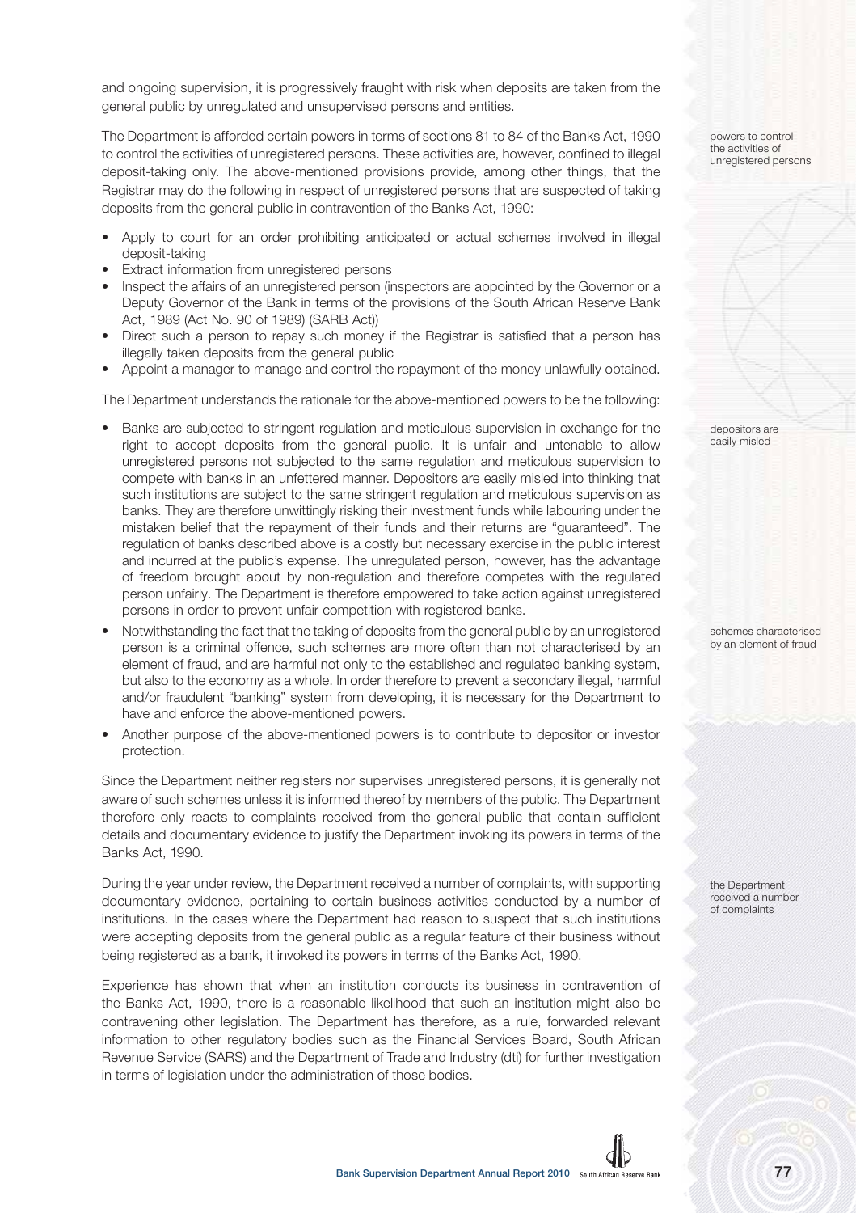and ongoing supervision, it is progressively fraught with risk when deposits are taken from the general public by unregulated and unsupervised persons and entities.

The Department is afforded certain powers in terms of sections 81 to 84 of the Banks Act, 1990 to control the activities of unregistered persons. These activities are, however, confined to illegal deposit-taking only. The above-mentioned provisions provide, among other things, that the Registrar may do the following in respect of unregistered persons that are suspected of taking deposits from the general public in contravention of the Banks Act, 1990:

powers to control the activities of unregistered persons

- Apply to court for an order prohibiting anticipated or actual schemes involved in illegal deposit-taking
- Extract information from unregistered persons
- Inspect the affairs of an unregistered person (inspectors are appointed by the Governor or a Deputy Governor of the Bank in terms of the provisions of the South African Reserve Bank Act, 1989 (Act No. 90 of 1989) (SARB Act))
- Direct such a person to repay such money if the Registrar is satisfied that a person has illegally taken deposits from the general public
- Appoint a manager to manage and control the repayment of the money unlawfully obtained.

The Department understands the rationale for the above-mentioned powers to be the following:

depositors are easily misled

- Banks are subjected to stringent regulation and meticulous supervision in exchange for the right to accept deposits from the general public. It is unfair and untenable to allow unregistered persons not subjected to the same regulation and meticulous supervision to compete with banks in an unfettered manner. Depositors are easily misled into thinking that such institutions are subject to the same stringent regulation and meticulous supervision as banks. They are therefore unwittingly risking their investment funds while labouring under the mistaken belief that the repayment of their funds and their returns are "guaranteed". The regulation of banks described above is a costly but necessary exercise in the public interest and incurred at the public's expense. The unregulated person, however, has the advantage of freedom brought about by non-regulation and therefore competes with the regulated person unfairly. The Department is therefore empowered to take action against unregistered persons in order to prevent unfair competition with registered banks.
- Notwithstanding the fact that the taking of deposits from the general public by an unregistered person is a criminal offence, such schemes are more often than not characterised by an element of fraud, and are harmful not only to the established and regulated banking system, but also to the economy as a whole. In order therefore to prevent a secondary illegal, harmful and/or fraudulent "banking" system from developing, it is necessary for the Department to have and enforce the above-mentioned powers.
- Another purpose of the above-mentioned powers is to contribute to depositor or investor protection.

schemes characterised by an element of fraud

Since the Department neither registers nor supervises unregistered persons, it is generally not aware of such schemes unless it is informed thereof by members of the public. The Department therefore only reacts to complaints received from the general public that contain sufficient details and documentary evidence to justify the Department invoking its powers in terms of the Banks Act, 1990.

During the year under review, the Department received a number of complaints, with supporting documentary evidence, pertaining to certain business activities conducted by a number of institutions. In the cases where the Department had reason to suspect that such institutions were accepting deposits from the general public as a regular feature of their business without being registered as a bank, it invoked its powers in terms of the Banks Act, 1990.

the Department received a number of complaints

Experience has shown that when an institution conducts its business in contravention of the Banks Act, 1990, there is a reasonable likelihood that such an institution might also be contravening other legislation. The Department has therefore, as a rule, forwarded relevant information to other regulatory bodies such as the Financial Services Board, South African Revenue Service (SARS) and the Department of Trade and Industry (dti) for further investigation in terms of legislation under the administration of those bodies.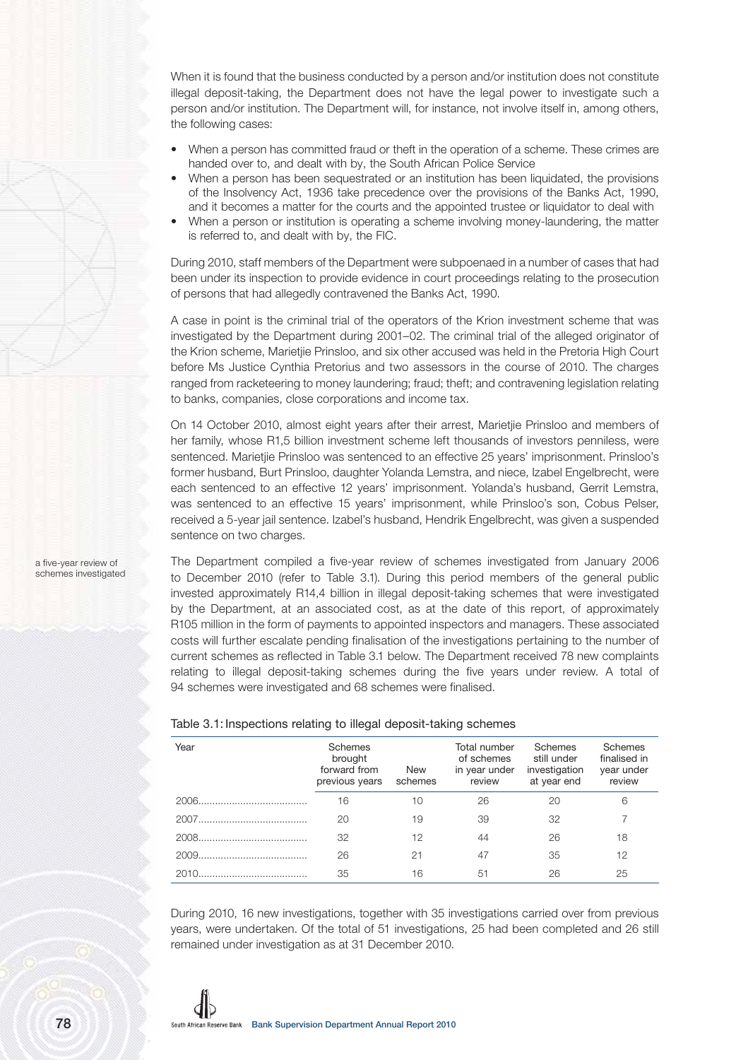When it is found that the business conducted by a person and/or institution does not constitute illegal deposit-taking, the Department does not have the legal power to investigate such a person and/or institution. The Department will, for instance, not involve itself in, among others, the following cases:

- When a person has committed fraud or theft in the operation of a scheme. These crimes are handed over to, and dealt with by, the South African Police Service
- When a person has been sequestrated or an institution has been liquidated, the provisions of the Insolvency Act, 1936 take precedence over the provisions of the Banks Act, 1990, and it becomes a matter for the courts and the appointed trustee or liquidator to deal with
- When a person or institution is operating a scheme involving money-laundering, the matter is referred to, and dealt with by, the FIC.

During 2010, staff members of the Department were subpoenaed in a number of cases that had been under its inspection to provide evidence in court proceedings relating to the prosecution of persons that had allegedly contravened the Banks Act, 1990.

A case in point is the criminal trial of the operators of the Krion investment scheme that was investigated by the Department during 2001–02. The criminal trial of the alleged originator of the Krion scheme, Marietjie Prinsloo, and six other accused was held in the Pretoria High Court before Ms Justice Cynthia Pretorius and two assessors in the course of 2010. The charges ranged from racketeering to money laundering; fraud; theft; and contravening legislation relating to banks, companies, close corporations and income tax.

On 14 October 2010, almost eight years after their arrest, Marietjie Prinsloo and members of her family, whose R1,5 billion investment scheme left thousands of investors penniless, were sentenced. Marietjie Prinsloo was sentenced to an effective 25 years' imprisonment. Prinsloo's former husband, Burt Prinsloo, daughter Yolanda Lemstra, and niece, Izabel Engelbrecht, were each sentenced to an effective 12 years' imprisonment. Yolanda's husband, Gerrit Lemstra, was sentenced to an effective 15 years' imprisonment, while Prinsloo's son, Cobus Pelser, received a 5-year jail sentence. Izabel's husband, Hendrik Engelbrecht, was given a suspended sentence on two charges.

a five-year review of schemes investigated

The Department compiled a five-year review of schemes investigated from January 2006 to December 2010 (refer to Table 3.1). During this period members of the general public invested approximately R14,4 billion in illegal deposit-taking schemes that were investigated by the Department, at an associated cost, as at the date of this report, of approximately R105 million in the form of payments to appointed inspectors and managers. These associated costs will further escalate pending finalisation of the investigations pertaining to the number of current schemes as reflected in Table 3.1 below. The Department received 78 new complaints relating to illegal deposit-taking schemes during the five years under review. A total of 94 schemes were investigated and 68 schemes were finalised.

Table 3.1: Inspections relating to illegal deposit-taking schemes

| Year | Schemes brought forward from previous years | New schemes | Total number of schemes in year under review | Schemes still under investigation at year end | Schemes finalised in year under review |
|---|---|---|---|---|---|
| 2006 | 16 | 10 | 26 | 20 | 6 |
| 2007 | 20 | 19 | 39 | 32 | 7 |
| 2008 | 32 | 12 | 44 | 26 | 18 |
| 2009 | 26 | 21 | 47 | 35 | 12 |
| 2010 | 35 | 16 | 51 | 26 | 25 |

During 2010, 16 new investigations, together with 35 investigations carried over from previous years, were undertaken. Of the total of 51 investigations, 25 had been completed and 26 still remained under investigation as at 31 December 2010.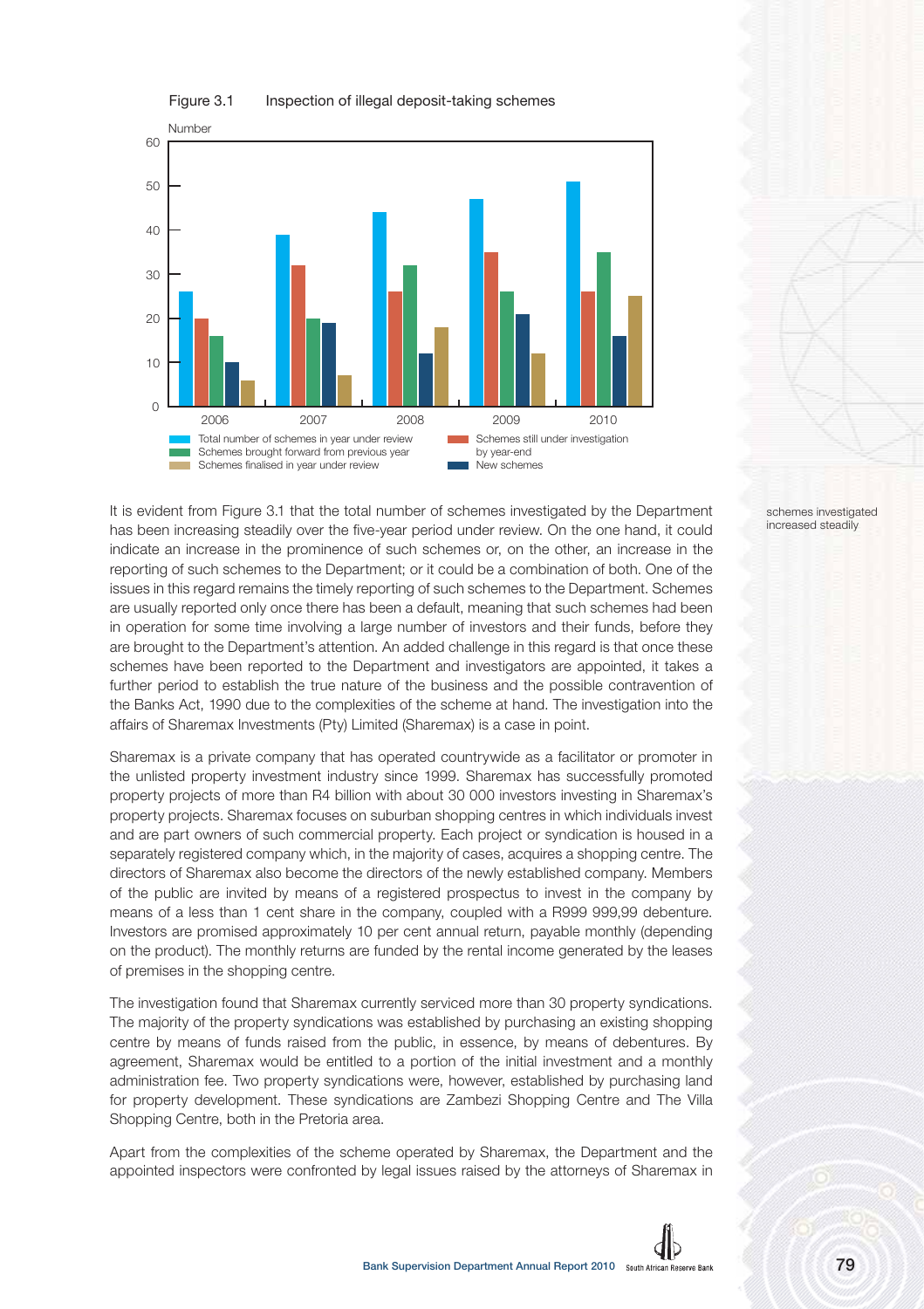Figure 3.1 Inspection of illegal deposit-taking schemes

It is evident from Figure 3.1 that the total number of schemes investigated by the Department has been increasing steadily over the five-year period under review. On the one hand, it could indicate an increase in the prominence of such schemes or, on the other, an increase in the reporting of such schemes to the Department; or it could be a combination of both. One of the issues in this regard remains the timely reporting of such schemes to the Department. Schemes are usually reported only once there has been a default, meaning that such schemes had been in operation for some time involving a large number of investors and their funds, before they are brought to the Department's attention. An added challenge in this regard is that once these schemes have been reported to the Department and investigators are appointed, it takes a further period to establish the true nature of the business and the possible contravention of the Banks Act, 1990 due to the complexities of the scheme at hand. The investigation into the affairs of Sharemax Investments (Pty) Limited (Sharemax) is a case in point.

schemes investigated increased steadily

Sharemax is a private company that has operated countrywide as a facilitator or promoter in the unlisted property investment industry since 1999. Sharemax has successfully promoted property projects of more than R4 billion with about 30 000 investors investing in Sharemax's property projects. Sharemax focuses on suburban shopping centres in which individuals invest and are part owners of such commercial property. Each project or syndication is housed in a separately registered company which, in the majority of cases, acquires a shopping centre. The directors of Sharemax also become the directors of the newly established company. Members of the public are invited by means of a registered prospectus to invest in the company by means of a less than 1 cent share in the company, coupled with a R999 999,99 debenture. Investors are promised approximately 10 per cent annual return, payable monthly (depending on the product). The monthly returns are funded by the rental income generated by the leases of premises in the shopping centre.

The investigation found that Sharemax currently serviced more than 30 property syndications. The majority of the property syndications was established by purchasing an existing shopping centre by means of funds raised from the public, in essence, by means of debentures. By agreement, Sharemax would be entitled to a portion of the initial investment and a monthly administration fee. Two property syndications were, however, established by purchasing land for property development. These syndications are Zambezi Shopping Centre and The Villa Shopping Centre, both in the Pretoria area.

Apart from the complexities of the scheme operated by Sharemax, the Department and the appointed inspectors were confronted by legal issues raised by the attorneys of Sharemax in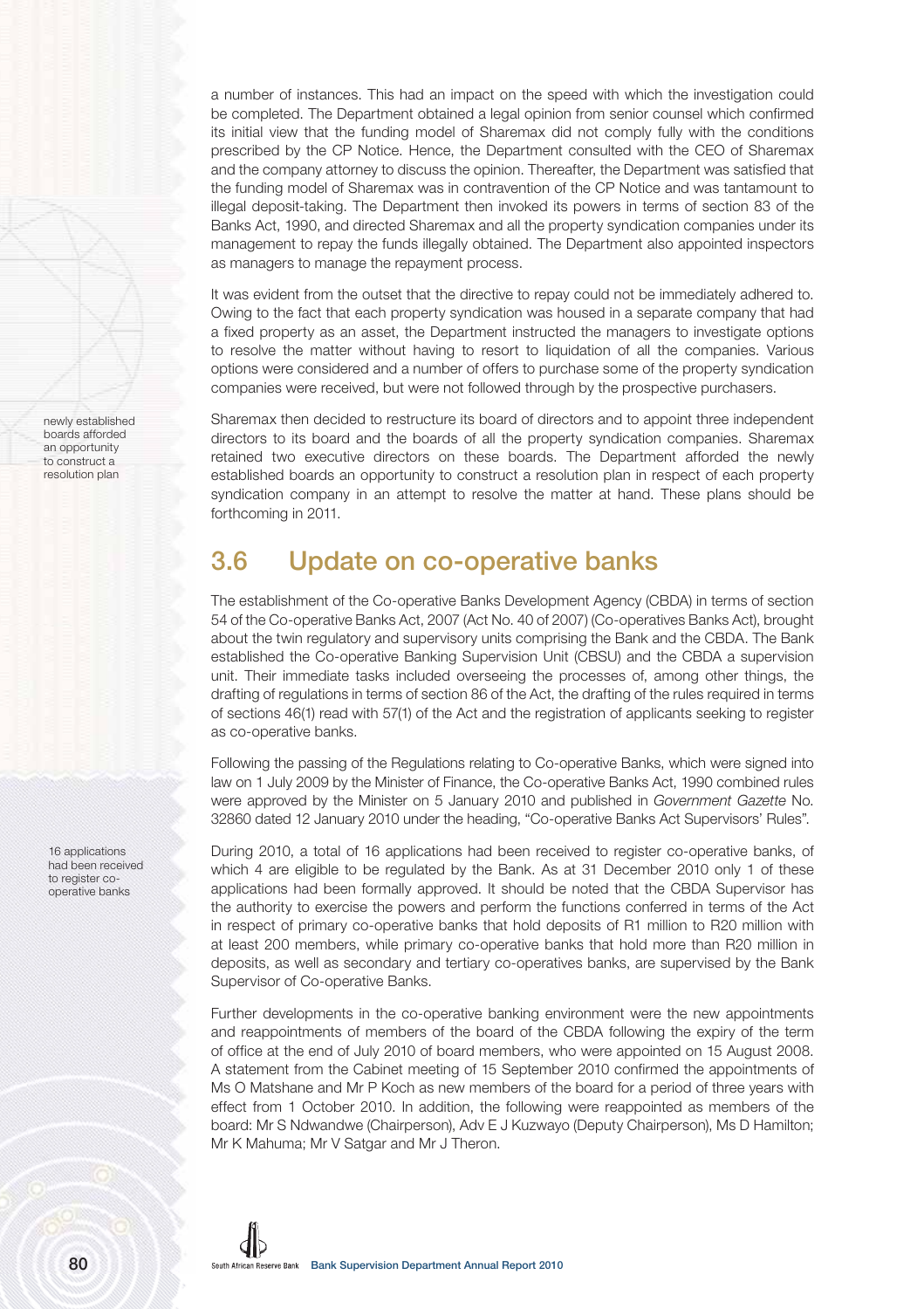a number of instances. This had an impact on the speed with which the investigation could be completed. The Department obtained a legal opinion from senior counsel which confirmed its initial view that the funding model of Sharemax did not comply fully with the conditions prescribed by the CP Notice. Hence, the Department consulted with the CEO of Sharemax and the company attorney to discuss the opinion. Thereafter, the Department was satisfied that the funding model of Sharemax was in contravention of the CP Notice and was tantamount to illegal deposit-taking. The Department then invoked its powers in terms of section 83 of the Banks Act, 1990, and directed Sharemax and all the property syndication companies under its management to repay the funds illegally obtained. The Department also appointed inspectors as managers to manage the repayment process.

It was evident from the outset that the directive to repay could not be immediately adhered to. Owing to the fact that each property syndication was housed in a separate company that had a fixed property as an asset, the Department instructed the managers to investigate options to resolve the matter without having to resort to liquidation of all the companies. Various options were considered and a number of offers to purchase some of the property syndication companies were received, but were not followed through by the prospective purchasers.

newly established boards afforded an opportunity to construct a resolution plan

Sharemax then decided to restructure its board of directors and to appoint three independent directors to its board and the boards of all the property syndication companies. Sharemax retained two executive directors on these boards. The Department afforded the newly established boards an opportunity to construct a resolution plan in respect of each property syndication company in an attempt to resolve the matter at hand. These plans should be forthcoming in 2011.

## 3.6 Update on co-operative banks

The establishment of the Co-operative Banks Development Agency (CBDA) in terms of section 54 of the Co-operative Banks Act, 2007 (Act No. 40 of 2007) (Co-operatives Banks Act), brought about the twin regulatory and supervisory units comprising the Bank and the CBDA. The Bank established the Co-operative Banking Supervision Unit (CBSU) and the CBDA a supervision unit. Their immediate tasks included overseeing the processes of, among other things, the drafting of regulations in terms of section 86 of the Act, the drafting of the rules required in terms of sections 46(1) read with 57(1) of the Act and the registration of applicants seeking to register as co-operative banks.

Following the passing of the Regulations relating to Co-operative Banks, which were signed into law on 1 July 2009 by the Minister of Finance, the Co-operative Banks Act, 1990 combined rules were approved by the Minister on 5 January 2010 and published in *Government Gazette* No. 32860 dated 12 January 2010 under the heading, "Co-operative Banks Act Supervisors' Rules".

16 applications had been received to register co-operative banks

During 2010, a total of 16 applications had been received to register co-operative banks, of which 4 are eligible to be regulated by the Bank. As at 31 December 2010 only 1 of these applications had been formally approved. It should be noted that the CBDA Supervisor has the authority to exercise the powers and perform the functions conferred in terms of the Act in respect of primary co-operative banks that hold deposits of R1 million to R20 million with at least 200 members, while primary co-operative banks that hold more than R20 million in deposits, as well as secondary and tertiary co-operatives banks, are supervised by the Bank Supervisor of Co-operative Banks.

Further developments in the co-operative banking environment were the new appointments and reappointments of members of the board of the CBDA following the expiry of the term of office at the end of July 2010 of board members, who were appointed on 15 August 2008. A statement from the Cabinet meeting of 15 September 2010 confirmed the appointments of Ms O Matshane and Mr P Koch as new members of the board for a period of three years with effect from 1 October 2010. In addition, the following were reappointed as members of the board: Mr S Ndwandwe (Chairperson), Adv E J Kuzwayo (Deputy Chairperson), Ms D Hamilton; Mr K Mahuma; Mr V Satgar and Mr J Theron.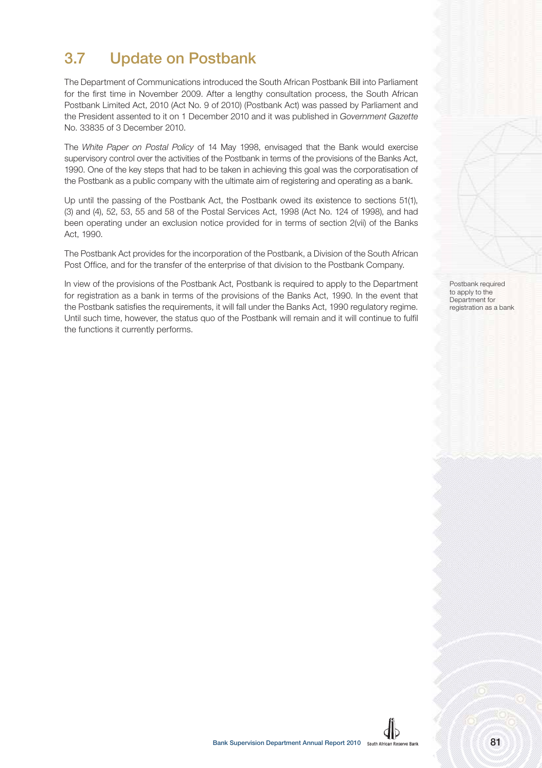## 3.7 Update on Postbank

The Department of Communications introduced the South African Postbank Bill into Parliament for the first time in November 2009. After a lengthy consultation process, the South African Postbank Limited Act, 2010 (Act No. 9 of 2010) (Postbank Act) was passed by Parliament and the President assented to it on 1 December 2010 and it was published in *Government Gazette* No. 33835 of 3 December 2010.

The *White Paper on Postal Policy* of 14 May 1998, envisaged that the Bank would exercise supervisory control over the activities of the Postbank in terms of the provisions of the Banks Act, 1990. One of the key steps that had to be taken in achieving this goal was the corporatisation of the Postbank as a public company with the ultimate aim of registering and operating as a bank.

Up until the passing of the Postbank Act, the Postbank owed its existence to sections 51(1), (3) and (4), 52, 53, 55 and 58 of the Postal Services Act, 1998 (Act No. 124 of 1998), and had been operating under an exclusion notice provided for in terms of section 2(vii) of the Banks Act, 1990.

The Postbank Act provides for the incorporation of the Postbank, a Division of the South African Post Office, and for the transfer of the enterprise of that division to the Postbank Company.

Postbank required to apply to the Department for registration as a bank

In view of the provisions of the Postbank Act, Postbank is required to apply to the Department for registration as a bank in terms of the provisions of the Banks Act, 1990. In the event that the Postbank satisfies the requirements, it will fall under the Banks Act, 1990 regulatory regime. Until such time, however, the status quo of the Postbank will remain and it will continue to fulfil the functions it currently performs.